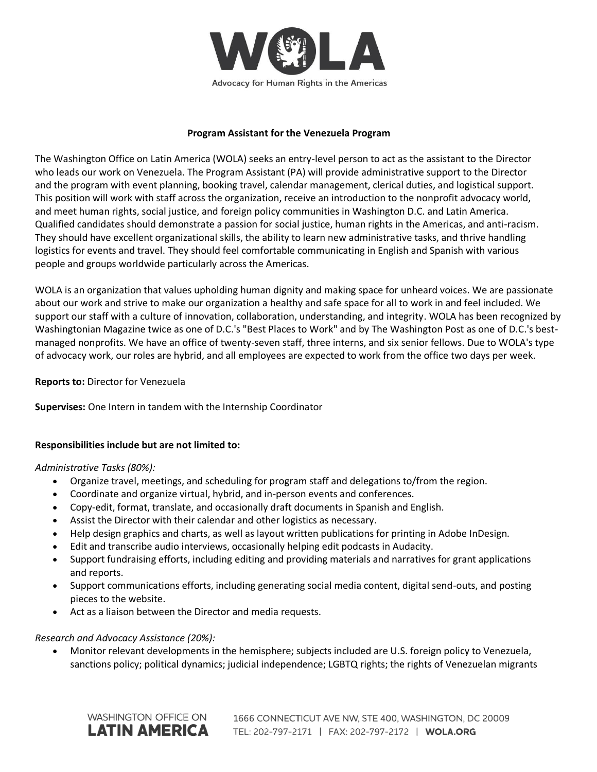Advocacy for Human Rights in the Americas

## Program Assistant for the Venezuela Program

The Washington Office on Latin America (WOLA) seeks an entry-level person to act as the assistant to the Director who leads our work on Venezuela. The Program Assistant (PA) will provide administrative support to the Director and the program with event planning, booking travel, calendar management, clerical duties, and logistical support. This position will work with staff across the organization, receive an introduction to the nonprofit advocacy world, and meet human rights, social justice, and foreign policy communities in Washington D.C. and Latin America. Qualified candidates should demonstrate a passion for social justice, human rights in the Americas, and anti-racism. They should have excellent organizational skills, the ability to learn new administrative tasks, and thrive handling logistics for events and travel. They should feel comfortable communicating in English and Spanish with various people and groups worldwide particularly across the Americas.

WOLA is an organization that values upholding human dignity and making space for unheard voices. We are passionate about our work and strive to make our organization a healthy and safe space for all to work in and feel included. We support our staff with a culture of innovation, collaboration, understanding, and integrity. WOLA has been recognized by Washingtonian Magazine twice as one of D.C.'s "Best Places to Work" and by The Washington Post as one of D.C.'s best-managed nonprofits. We have an office of twenty-seven staff, three interns, and six senior fellows. Due to WOLA's type of advocacy work, our roles are hybrid, and all employees are expected to work from the office two days per week.

**Reports to:** Director for Venezuela

**Supervises:** One Intern in tandem with the Internship Coordinator

**Responsibilities include but are not limited to:**

*Administrative Tasks (80%):*

- Organize travel, meetings, and scheduling for program staff and delegations to/from the region.
- Coordinate and organize virtual, hybrid, and in-person events and conferences.
- Copy-edit, format, translate, and occasionally draft documents in Spanish and English.
- Assist the Director with their calendar and other logistics as necessary.
- Help design graphics and charts, as well as layout written publications for printing in Adobe InDesign.
- Edit and transcribe audio interviews, occasionally helping edit podcasts in Audacity.
- Support fundraising efforts, including editing and providing materials and narratives for grant applications and reports.
- Support communications efforts, including generating social media content, digital send-outs, and posting pieces to the website.
- Act as a liaison between the Director and media requests.

*Research and Advocacy Assistance (20%):*

- Monitor relevant developments in the hemisphere; subjects included are U.S. foreign policy to Venezuela, sanctions policy; political dynamics; judicial independence; LGBTQ rights; the rights of Venezuelan migrants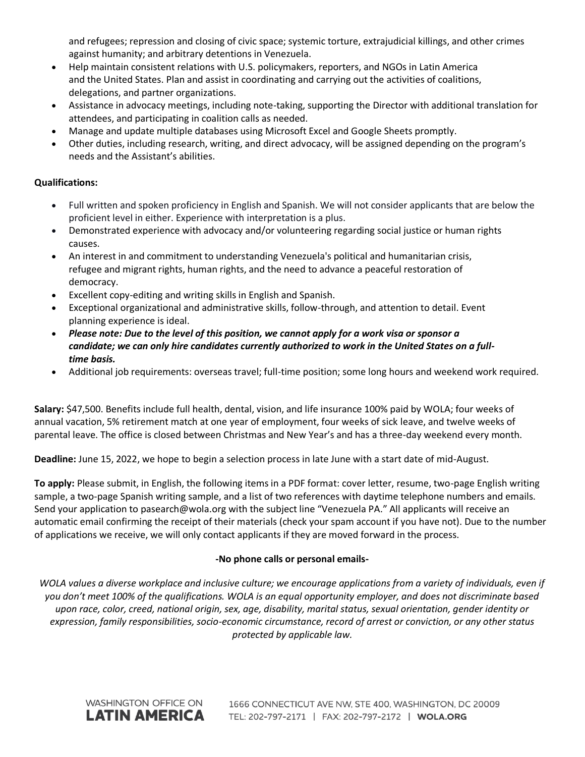and refugees; repression and closing of civic space; systemic torture, extrajudicial killings, and other crimes against humanity; and arbitrary detentions in Venezuela.

- Help maintain consistent relations with U.S. policymakers, reporters, and NGOs in Latin America and the United States. Plan and assist in coordinating and carrying out the activities of coalitions, delegations, and partner organizations.
- Assistance in advocacy meetings, including note-taking, supporting the Director with additional translation for attendees, and participating in coalition calls as needed.
- Manage and update multiple databases using Microsoft Excel and Google Sheets promptly.
- Other duties, including research, writing, and direct advocacy, will be assigned depending on the program's needs and the Assistant's abilities.

**Qualifications:**

- Full written and spoken proficiency in English and Spanish. We will not consider applicants that are below the proficient level in either. Experience with interpretation is a plus.
- Demonstrated experience with advocacy and/or volunteering regarding social justice or human rights causes.
- An interest in and commitment to understanding Venezuela's political and humanitarian crisis, refugee and migrant rights, human rights, and the need to advance a peaceful restoration of democracy.
- Excellent copy-editing and writing skills in English and Spanish.
- Exceptional organizational and administrative skills, follow-through, and attention to detail. Event planning experience is ideal.
- ***Please note: Due to the level of this position, we cannot apply for a work visa or sponsor a candidate; we can only hire candidates currently authorized to work in the United States on a full-time basis.***
- Additional job requirements: overseas travel; full-time position; some long hours and weekend work required.

**Salary:** $47,500. Benefits include full health, dental, vision, and life insurance 100% paid by WOLA; four weeks of annual vacation, 5% retirement match at one year of employment, four weeks of sick leave, and twelve weeks of parental leave. The office is closed between Christmas and New Year's and has a three-day weekend every month.

**Deadline:** June 15, 2022, we hope to begin a selection process in late June with a start date of mid-August.

**To apply:** Please submit, in English, the following items in a PDF format: cover letter, resume, two-page English writing sample, a two-page Spanish writing sample, and a list of two references with daytime telephone numbers and emails. Send your application to pasearch@wola.org with the subject line "Venezuela PA." All applicants will receive an automatic email confirming the receipt of their materials (check your spam account if you have not). Due to the number of applications we receive, we will only contact applicants if they are moved forward in the process.

**-No phone calls or personal emails-**

*WOLA values a diverse workplace and inclusive culture; we encourage applications from a variety of individuals, even if you don't meet 100% of the qualifications. WOLA is an equal opportunity employer, and does not discriminate based upon race, color, creed, national origin, sex, age, disability, marital status, sexual orientation, gender identity or expression, family responsibilities, socio-economic circumstance, record of arrest or conviction, or any other status protected by applicable law.*

WASHINGTON OFFICE ON **LATIN AMERICA**

1666 CONNECTICUT AVE NW, STE 400, WASHINGTON, DC 20009
TEL: 202-797-2171 | FAX: 202-797-2172 | **WOLA.ORG**